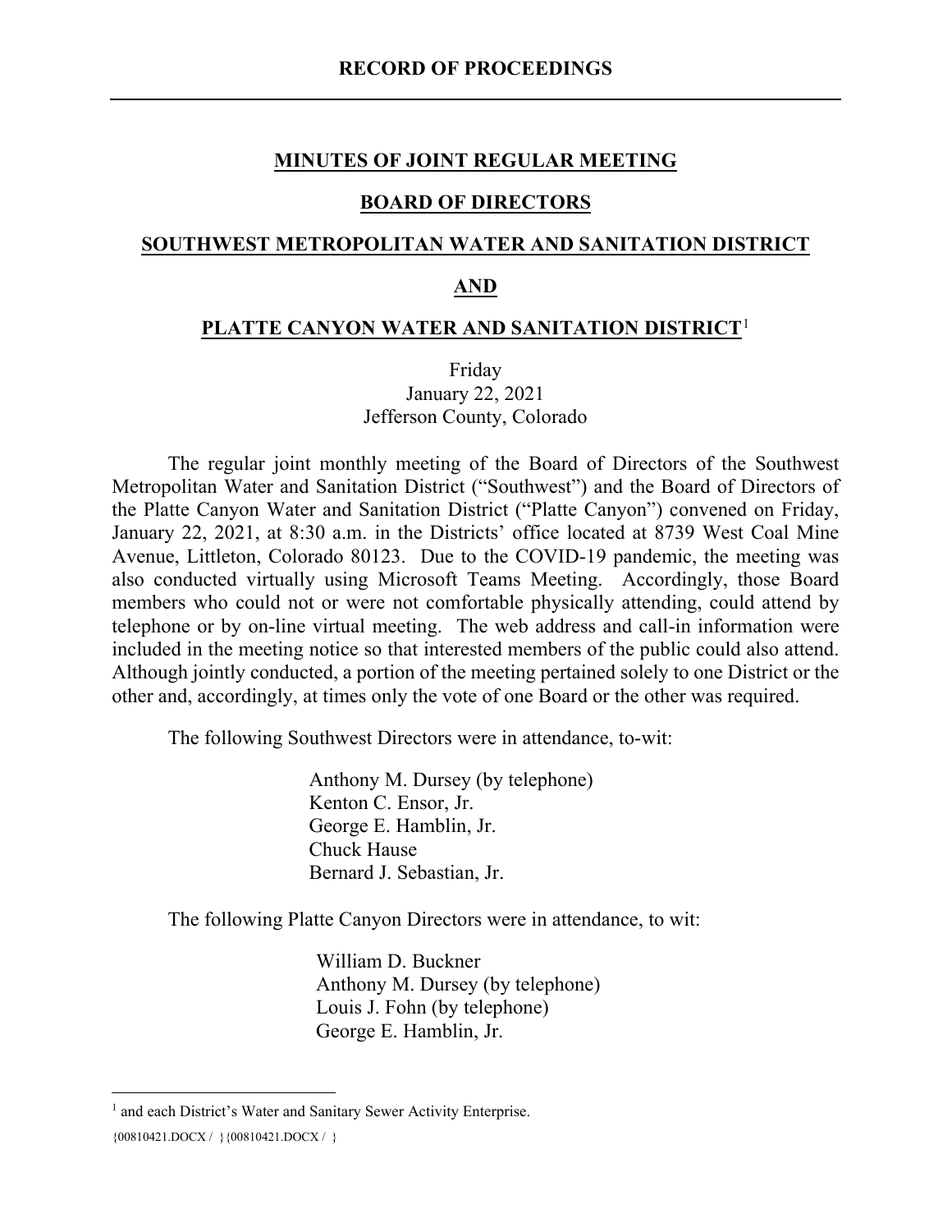# RECORD OF PROCEEDINGS

## MINUTES OF JOINT REGULAR MEETING

## BOARD OF DIRECTORS

## SOUTHWEST METROPOLITAN WATER AND SANITATION DISTRICT

## AND

## PLATTE CANYON WATER AND SANITATION DISTRICT[1]

Friday
January 22, 2021
Jefferson County, Colorado

The regular joint monthly meeting of the Board of Directors of the Southwest Metropolitan Water and Sanitation District ("Southwest") and the Board of Directors of the Platte Canyon Water and Sanitation District ("Platte Canyon") convened on Friday, January 22, 2021, at 8:30 a.m. in the Districts' office located at 8739 West Coal Mine Avenue, Littleton, Colorado 80123. Due to the COVID-19 pandemic, the meeting was also conducted virtually using Microsoft Teams Meeting. Accordingly, those Board members who could not or were not comfortable physically attending, could attend by telephone or by on-line virtual meeting. The web address and call-in information were included in the meeting notice so that interested members of the public could also attend. Although jointly conducted, a portion of the meeting pertained solely to one District or the other and, accordingly, at times only the vote of one Board or the other was required.

The following Southwest Directors were in attendance, to-wit:

Anthony M. Dursey (by telephone)
Kenton C. Ensor, Jr.
George E. Hamblin, Jr.
Chuck Hause
Bernard J. Sebastian, Jr.

The following Platte Canyon Directors were in attendance, to wit:

William D. Buckner
Anthony M. Dursey (by telephone)
Louis J. Fohn (by telephone)
George E. Hamblin, Jr.

[1] and each District's Water and Sanitary Sewer Activity Enterprise.

{00810421.DOCX / }{00810421.DOCX / }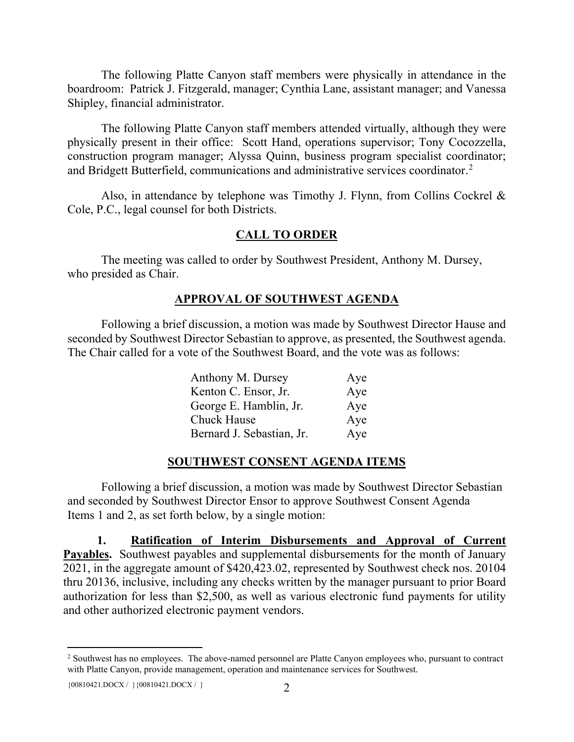The following Platte Canyon staff members were physically in attendance in the boardroom: Patrick J. Fitzgerald, manager; Cynthia Lane, assistant manager; and Vanessa Shipley, financial administrator.

The following Platte Canyon staff members attended virtually, although they were physically present in their office: Scott Hand, operations supervisor; Tony Cocozzella, construction program manager; Alyssa Quinn, business program specialist coordinator; and Bridgett Butterfield, communications and administrative services coordinator.[2]

Also, in attendance by telephone was Timothy J. Flynn, from Collins Cockrel & Cole, P.C., legal counsel for both Districts.

## CALL TO ORDER

The meeting was called to order by Southwest President, Anthony M. Dursey, who presided as Chair.

## APPROVAL OF SOUTHWEST AGENDA

Following a brief discussion, a motion was made by Southwest Director Hause and seconded by Southwest Director Sebastian to approve, as presented, the Southwest agenda. The Chair called for a vote of the Southwest Board, and the vote was as follows:

| | |
|---|---|
| Anthony M. Dursey | Aye |
| Kenton C. Ensor, Jr. | Aye |
| George E. Hamblin, Jr. | Aye |
| Chuck Hause | Aye |
| Bernard J. Sebastian, Jr. | Aye |

## SOUTHWEST CONSENT AGENDA ITEMS

Following a brief discussion, a motion was made by Southwest Director Sebastian and seconded by Southwest Director Ensor to approve Southwest Consent Agenda Items 1 and 2, as set forth below, by a single motion:

**1. Ratification of Interim Disbursements and Approval of Current Payables.** Southwest payables and supplemental disbursements for the month of January 2021, in the aggregate amount of $420,423.02, represented by Southwest check nos. 20104 thru 20136, inclusive, including any checks written by the manager pursuant to prior Board authorization for less than $2,500, as well as various electronic fund payments for utility and other authorized electronic payment vendors.

---

[2] Southwest has no employees. The above-named personnel are Platte Canyon employees who, pursuant to contract with Platte Canyon, provide management, operation and maintenance services for Southwest.

{00810421.DOCX / }{00810421.DOCX / }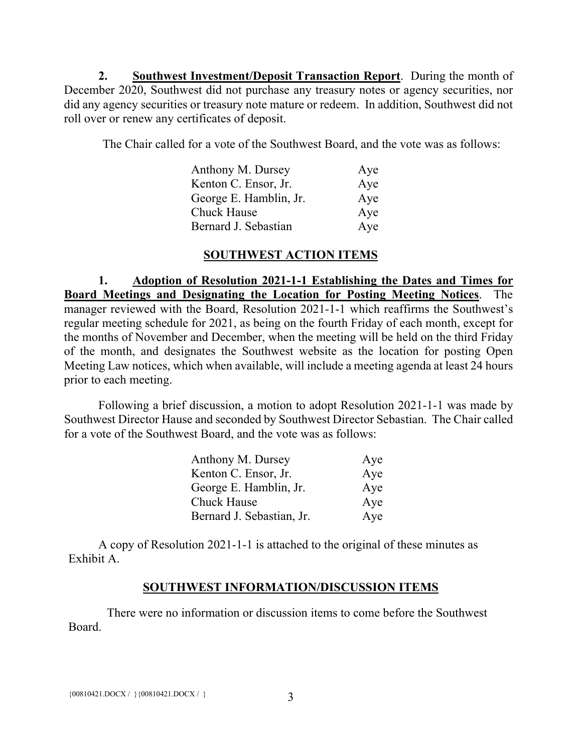**2. Southwest Investment/Deposit Transaction Report**. During the month of December 2020, Southwest did not purchase any treasury notes or agency securities, nor did any agency securities or treasury note mature or redeem. In addition, Southwest did not roll over or renew any certificates of deposit.

The Chair called for a vote of the Southwest Board, and the vote was as follows:

| | |
|---|---|
| Anthony M. Dursey | Aye |
| Kenton C. Ensor, Jr. | Aye |
| George E. Hamblin, Jr. | Aye |
| Chuck Hause | Aye |
| Bernard J. Sebastian | Aye |

## SOUTHWEST ACTION ITEMS

**1. Adoption of Resolution 2021-1-1 Establishing the Dates and Times for Board Meetings and Designating the Location for Posting Meeting Notices**. The manager reviewed with the Board, Resolution 2021-1-1 which reaffirms the Southwest's regular meeting schedule for 2021, as being on the fourth Friday of each month, except for the months of November and December, when the meeting will be held on the third Friday of the month, and designates the Southwest website as the location for posting Open Meeting Law notices, which when available, will include a meeting agenda at least 24 hours prior to each meeting.

Following a brief discussion, a motion to adopt Resolution 2021-1-1 was made by Southwest Director Hause and seconded by Southwest Director Sebastian. The Chair called for a vote of the Southwest Board, and the vote was as follows:

| | |
|---|---|
| Anthony M. Dursey | Aye |
| Kenton C. Ensor, Jr. | Aye |
| George E. Hamblin, Jr. | Aye |
| Chuck Hause | Aye |
| Bernard J. Sebastian, Jr. | Aye |

A copy of Resolution 2021-1-1 is attached to the original of these minutes as Exhibit A.

## SOUTHWEST INFORMATION/DISCUSSION ITEMS

There were no information or discussion items to come before the Southwest Board.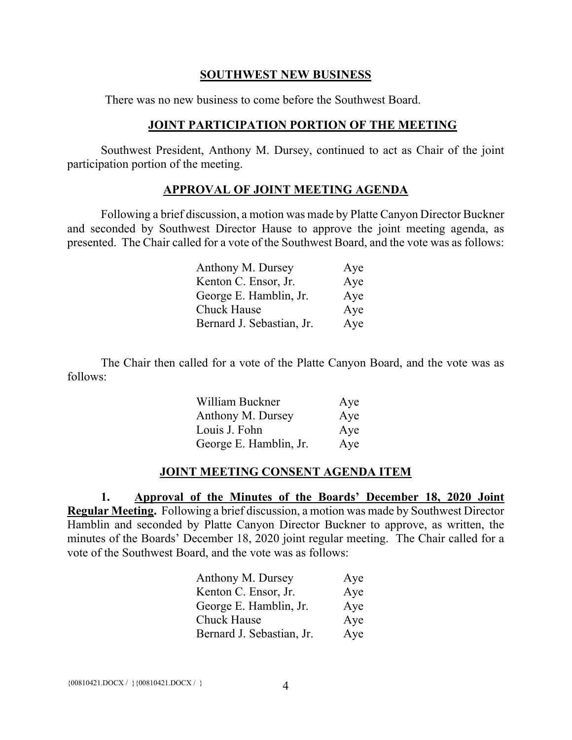## SOUTHWEST NEW BUSINESS

There was no new business to come before the Southwest Board.

## JOINT PARTICIPATION PORTION OF THE MEETING

Southwest President, Anthony M. Dursey, continued to act as Chair of the joint participation portion of the meeting.

## APPROVAL OF JOINT MEETING AGENDA

Following a brief discussion, a motion was made by Platte Canyon Director Buckner and seconded by Southwest Director Hause to approve the joint meeting agenda, as presented. The Chair called for a vote of the Southwest Board, and the vote was as follows:

| | |
|---|---|
| Anthony M. Dursey | Aye |
| Kenton C. Ensor, Jr. | Aye |
| George E. Hamblin, Jr. | Aye |
| Chuck Hause | Aye |
| Bernard J. Sebastian, Jr. | Aye |

The Chair then called for a vote of the Platte Canyon Board, and the vote was as follows:

| | |
|---|---|
| William Buckner | Aye |
| Anthony M. Dursey | Aye |
| Louis J. Fohn | Aye |
| George E. Hamblin, Jr. | Aye |

## JOINT MEETING CONSENT AGENDA ITEM

**1. Approval of the Minutes of the Boards' December 18, 2020 Joint Regular Meeting.** Following a brief discussion, a motion was made by Southwest Director Hamblin and seconded by Platte Canyon Director Buckner to approve, as written, the minutes of the Boards' December 18, 2020 joint regular meeting. The Chair called for a vote of the Southwest Board, and the vote was as follows:

| | |
|---|---|
| Anthony M. Dursey | Aye |
| Kenton C. Ensor, Jr. | Aye |
| George E. Hamblin, Jr. | Aye |
| Chuck Hause | Aye |
| Bernard J. Sebastian, Jr. | Aye |

{00810421.DOCX / }{00810421.DOCX / }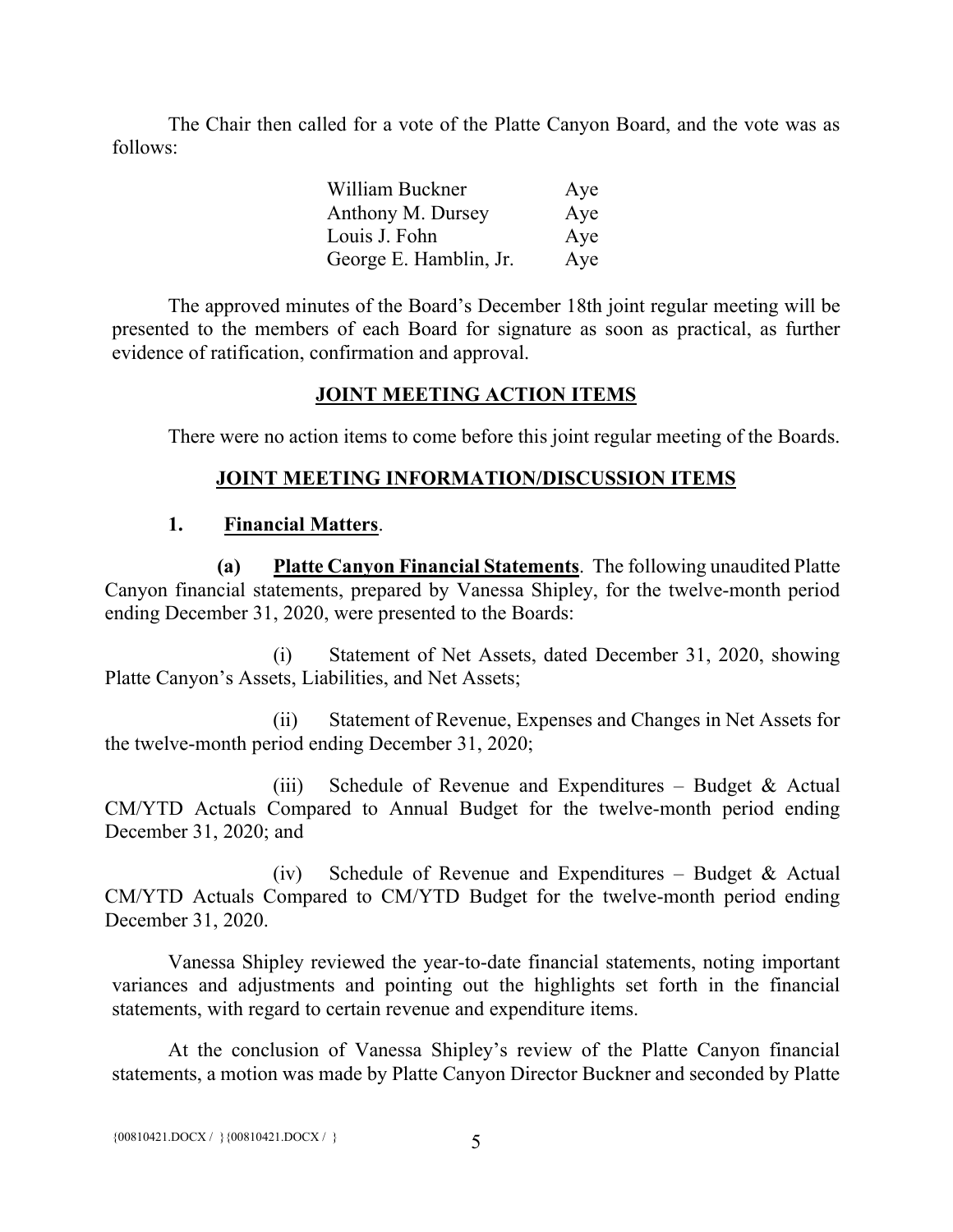The Chair then called for a vote of the Platte Canyon Board, and the vote was as follows:

| | |
|---|---|
| William Buckner | Aye |
| Anthony M. Dursey | Aye |
| Louis J. Fohn | Aye |
| George E. Hamblin, Jr. | Aye |

The approved minutes of the Board's December 18th joint regular meeting will be presented to the members of each Board for signature as soon as practical, as further evidence of ratification, confirmation and approval.

## JOINT MEETING ACTION ITEMS

There were no action items to come before this joint regular meeting of the Boards.

## JOINT MEETING INFORMATION/DISCUSSION ITEMS

**1. Financial Matters.**

**(a) Platte Canyon Financial Statements.** The following unaudited Platte Canyon financial statements, prepared by Vanessa Shipley, for the twelve-month period ending December 31, 2020, were presented to the Boards:

(i) Statement of Net Assets, dated December 31, 2020, showing Platte Canyon's Assets, Liabilities, and Net Assets;

(ii) Statement of Revenue, Expenses and Changes in Net Assets for the twelve-month period ending December 31, 2020;

(iii) Schedule of Revenue and Expenditures – Budget & Actual CM/YTD Actuals Compared to Annual Budget for the twelve-month period ending December 31, 2020; and

(iv) Schedule of Revenue and Expenditures – Budget & Actual CM/YTD Actuals Compared to CM/YTD Budget for the twelve-month period ending December 31, 2020.

Vanessa Shipley reviewed the year-to-date financial statements, noting important variances and adjustments and pointing out the highlights set forth in the financial statements, with regard to certain revenue and expenditure items.

At the conclusion of Vanessa Shipley's review of the Platte Canyon financial statements, a motion was made by Platte Canyon Director Buckner and seconded by Platte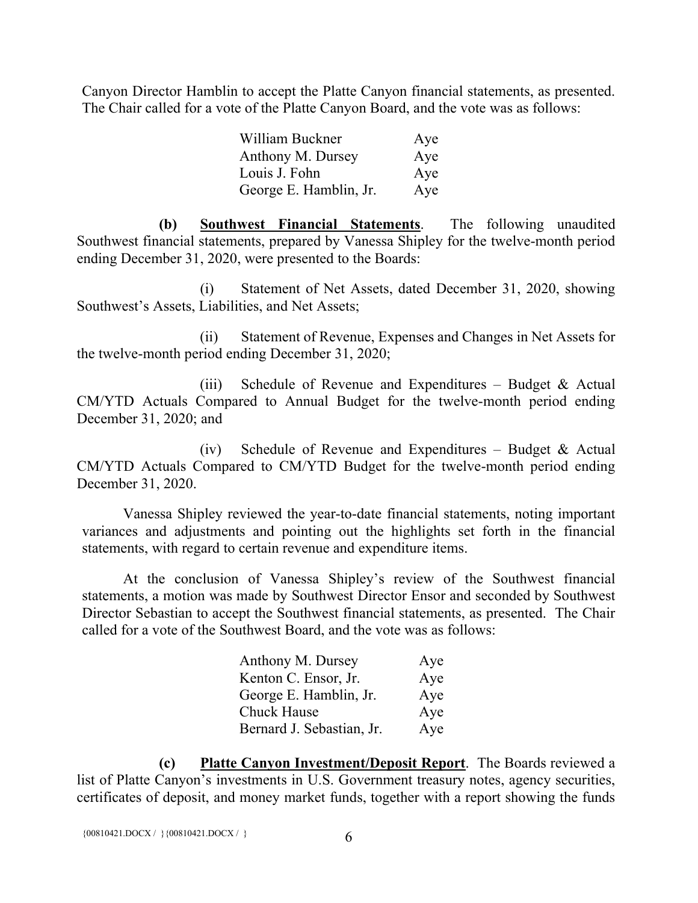Canyon Director Hamblin to accept the Platte Canyon financial statements, as presented. The Chair called for a vote of the Platte Canyon Board, and the vote was as follows:

| | |
|---|---|
| William Buckner | Aye |
| Anthony M. Dursey | Aye |
| Louis J. Fohn | Aye |
| George E. Hamblin, Jr. | Aye |

**(b)** **Southwest Financial Statements**. The following unaudited Southwest financial statements, prepared by Vanessa Shipley for the twelve-month period ending December 31, 2020, were presented to the Boards:

(i) Statement of Net Assets, dated December 31, 2020, showing Southwest's Assets, Liabilities, and Net Assets;

(ii) Statement of Revenue, Expenses and Changes in Net Assets for the twelve-month period ending December 31, 2020;

(iii) Schedule of Revenue and Expenditures – Budget & Actual CM/YTD Actuals Compared to Annual Budget for the twelve-month period ending December 31, 2020; and

(iv) Schedule of Revenue and Expenditures – Budget & Actual CM/YTD Actuals Compared to CM/YTD Budget for the twelve-month period ending December 31, 2020.

Vanessa Shipley reviewed the year-to-date financial statements, noting important variances and adjustments and pointing out the highlights set forth in the financial statements, with regard to certain revenue and expenditure items.

At the conclusion of Vanessa Shipley's review of the Southwest financial statements, a motion was made by Southwest Director Ensor and seconded by Southwest Director Sebastian to accept the Southwest financial statements, as presented. The Chair called for a vote of the Southwest Board, and the vote was as follows:

| | |
|---|---|
| Anthony M. Dursey | Aye |
| Kenton C. Ensor, Jr. | Aye |
| George E. Hamblin, Jr. | Aye |
| Chuck Hause | Aye |
| Bernard J. Sebastian, Jr. | Aye |

**(c)** **Platte Canyon Investment/Deposit Report**. The Boards reviewed a list of Platte Canyon's investments in U.S. Government treasury notes, agency securities, certificates of deposit, and money market funds, together with a report showing the funds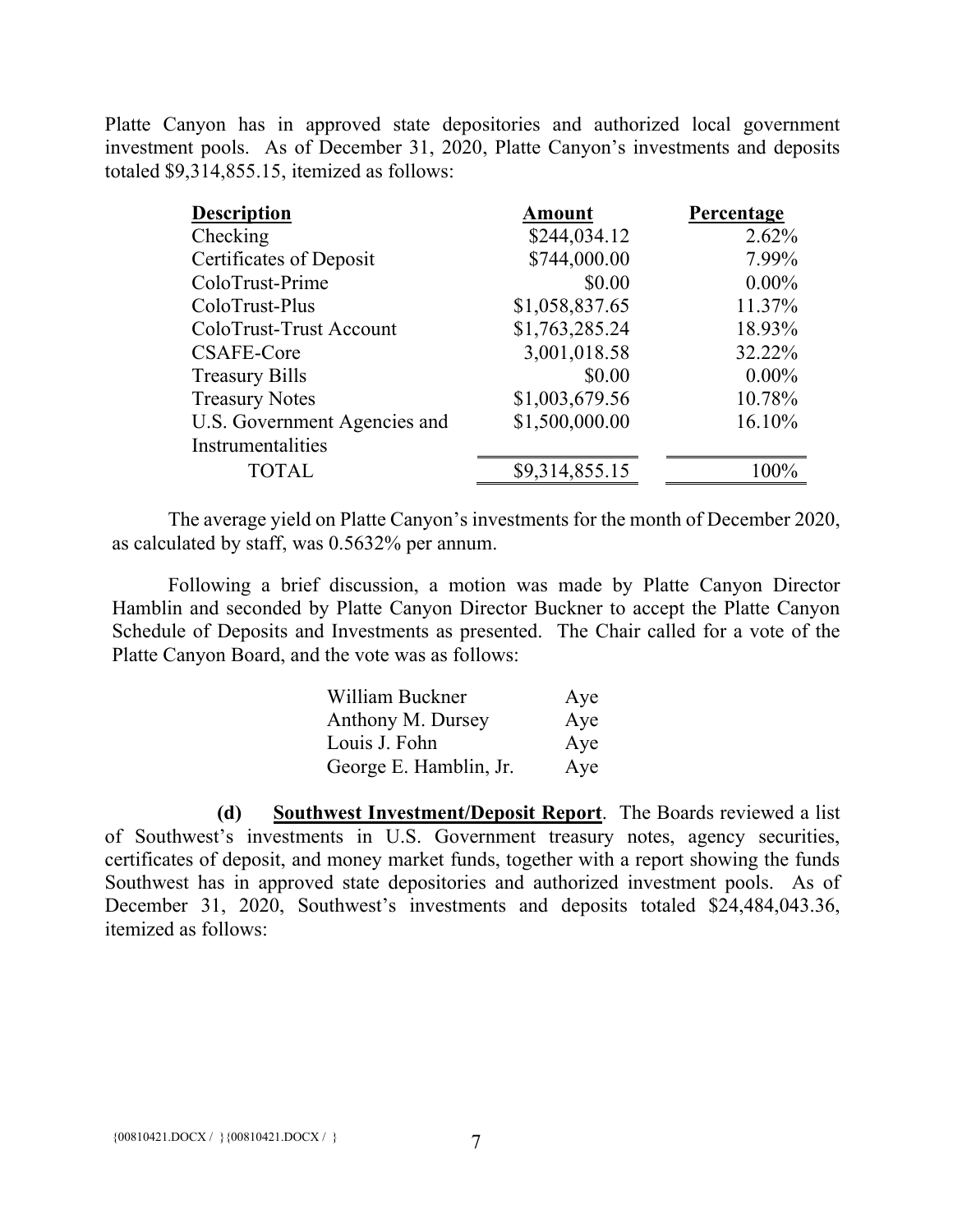Platte Canyon has in approved state depositories and authorized local government investment pools. As of December 31, 2020, Platte Canyon's investments and deposits totaled $9,314,855.15, itemized as follows:

| Description | Amount | Percentage |
|---|---|---|
| Checking | $244,034.12 | 2.62% |
| Certificates of Deposit | $744,000.00 | 7.99% |
| ColoTrust-Prime | $0.00 | 0.00% |
| ColoTrust-Plus | $1,058,837.65 | 11.37% |
| ColoTrust-Trust Account | $1,763,285.24 | 18.93% |
| CSAFE-Core | 3,001,018.58 | 32.22% |
| Treasury Bills | $0.00 | 0.00% |
| Treasury Notes | $1,003,679.56 | 10.78% |
| U.S. Government Agencies and Instrumentalities | $1,500,000.00 | 16.10% |
| TOTAL | $9,314,855.15 | 100% |

The average yield on Platte Canyon's investments for the month of December 2020, as calculated by staff, was 0.5632% per annum.

Following a brief discussion, a motion was made by Platte Canyon Director Hamblin and seconded by Platte Canyon Director Buckner to accept the Platte Canyon Schedule of Deposits and Investments as presented. The Chair called for a vote of the Platte Canyon Board, and the vote was as follows:

| | |
|---|---|
| William Buckner | Aye |
| Anthony M. Dursey | Aye |
| Louis J. Fohn | Aye |
| George E. Hamblin, Jr. | Aye |

**(d)** **Southwest Investment/Deposit Report**. The Boards reviewed a list of Southwest's investments in U.S. Government treasury notes, agency securities, certificates of deposit, and money market funds, together with a report showing the funds Southwest has in approved state depositories and authorized investment pools. As of December 31, 2020, Southwest's investments and deposits totaled $24,484,043.36, itemized as follows: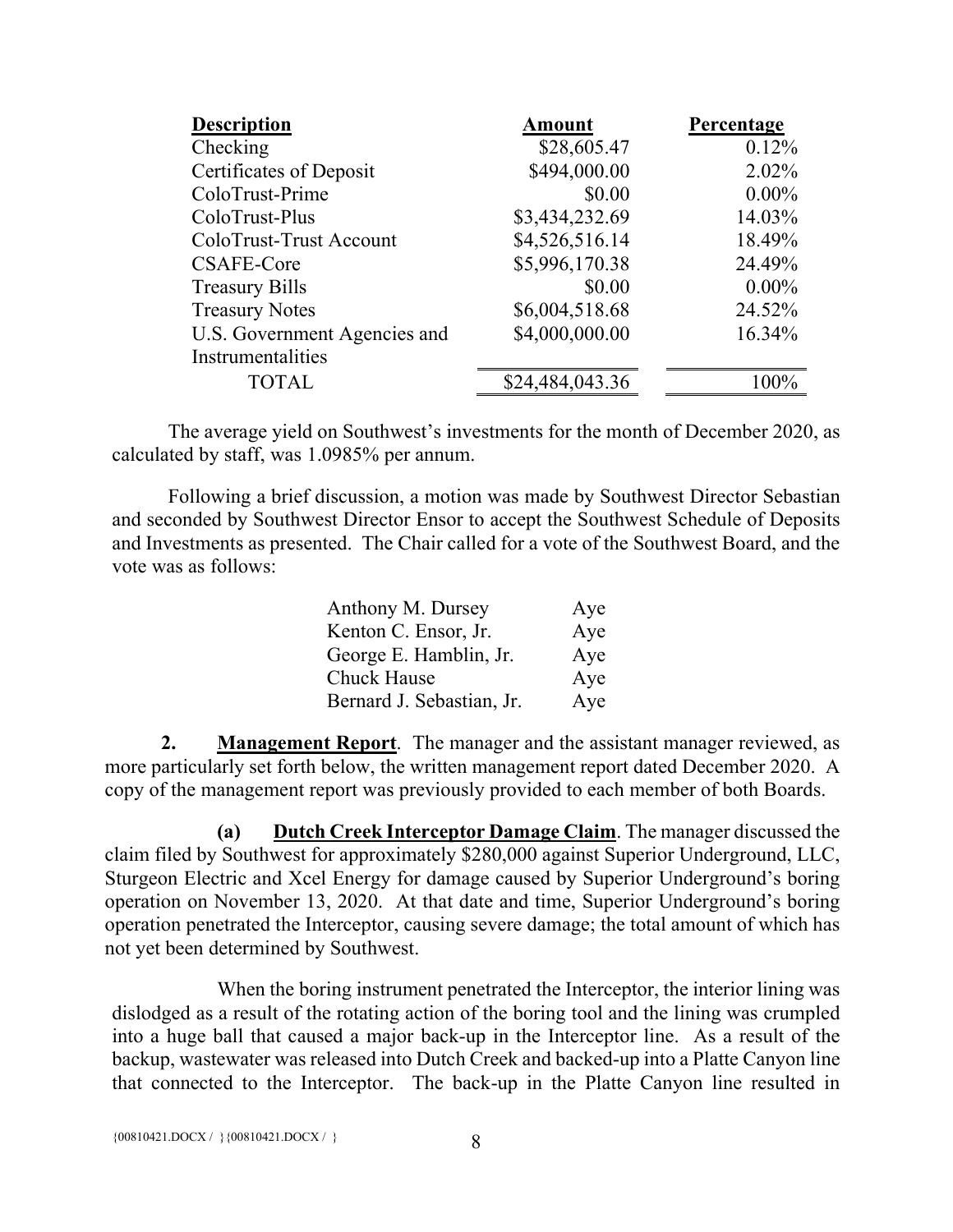| **Description** | **Amount** | **Percentage** |
|---|---|---|
| Checking | $28,605.47 | 0.12% |
| Certificates of Deposit | $494,000.00 | 2.02% |
| ColoTrust-Prime | $0.00 | 0.00% |
| ColoTrust-Plus | $3,434,232.69 | 14.03% |
| ColoTrust-Trust Account | $4,526,516.14 | 18.49% |
| CSAFE-Core | $5,996,170.38 | 24.49% |
| Treasury Bills | $0.00 | 0.00% |
| Treasury Notes | $6,004,518.68 | 24.52% |
| U.S. Government Agencies and Instrumentalities | $4,000,000.00 | 16.34% |
| TOTAL | $24,484,043.36 | 100% |

The average yield on Southwest's investments for the month of December 2020, as calculated by staff, was 1.0985% per annum.

Following a brief discussion, a motion was made by Southwest Director Sebastian and seconded by Southwest Director Ensor to accept the Southwest Schedule of Deposits and Investments as presented. The Chair called for a vote of the Southwest Board, and the vote was as follows:

| | |
|---|---|
| Anthony M. Dursey | Aye |
| Kenton C. Ensor, Jr. | Aye |
| George E. Hamblin, Jr. | Aye |
| Chuck Hause | Aye |
| Bernard J. Sebastian, Jr. | Aye |

**2. Management Report**. The manager and the assistant manager reviewed, as more particularly set forth below, the written management report dated December 2020. A copy of the management report was previously provided to each member of both Boards.

**(a) Dutch Creek Interceptor Damage Claim**. The manager discussed the claim filed by Southwest for approximately $280,000 against Superior Underground, LLC, Sturgeon Electric and Xcel Energy for damage caused by Superior Underground's boring operation on November 13, 2020. At that date and time, Superior Underground's boring operation penetrated the Interceptor, causing severe damage; the total amount of which has not yet been determined by Southwest.

When the boring instrument penetrated the Interceptor, the interior lining was dislodged as a result of the rotating action of the boring tool and the lining was crumpled into a huge ball that caused a major back-up in the Interceptor line. As a result of the backup, wastewater was released into Dutch Creek and backed-up into a Platte Canyon line that connected to the Interceptor. The back-up in the Platte Canyon line resulted in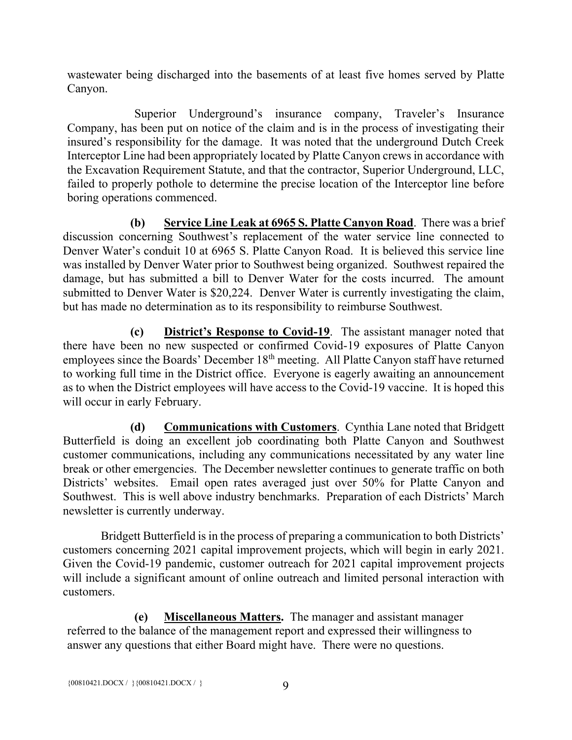wastewater being discharged into the basements of at least five homes served by Platte Canyon.

Superior Underground's insurance company, Traveler's Insurance Company, has been put on notice of the claim and is in the process of investigating their insured's responsibility for the damage. It was noted that the underground Dutch Creek Interceptor Line had been appropriately located by Platte Canyon crews in accordance with the Excavation Requirement Statute, and that the contractor, Superior Underground, LLC, failed to properly pothole to determine the precise location of the Interceptor line before boring operations commenced.

**(b) Service Line Leak at 6965 S. Platte Canyon Road**. There was a brief discussion concerning Southwest's replacement of the water service line connected to Denver Water's conduit 10 at 6965 S. Platte Canyon Road. It is believed this service line was installed by Denver Water prior to Southwest being organized. Southwest repaired the damage, but has submitted a bill to Denver Water for the costs incurred. The amount submitted to Denver Water is $20,224. Denver Water is currently investigating the claim, but has made no determination as to its responsibility to reimburse Southwest.

**(c) District's Response to Covid-19**. The assistant manager noted that there have been no new suspected or confirmed Covid-19 exposures of Platte Canyon employees since the Boards' December 18th meeting. All Platte Canyon staff have returned to working full time in the District office. Everyone is eagerly awaiting an announcement as to when the District employees will have access to the Covid-19 vaccine. It is hoped this will occur in early February.

**(d) Communications with Customers**. Cynthia Lane noted that Bridgett Butterfield is doing an excellent job coordinating both Platte Canyon and Southwest customer communications, including any communications necessitated by any water line break or other emergencies. The December newsletter continues to generate traffic on both Districts' websites. Email open rates averaged just over 50% for Platte Canyon and Southwest. This is well above industry benchmarks. Preparation of each Districts' March newsletter is currently underway.

Bridgett Butterfield is in the process of preparing a communication to both Districts' customers concerning 2021 capital improvement projects, which will begin in early 2021. Given the Covid-19 pandemic, customer outreach for 2021 capital improvement projects will include a significant amount of online outreach and limited personal interaction with customers.

**(e) Miscellaneous Matters.** The manager and assistant manager referred to the balance of the management report and expressed their willingness to answer any questions that either Board might have. There were no questions.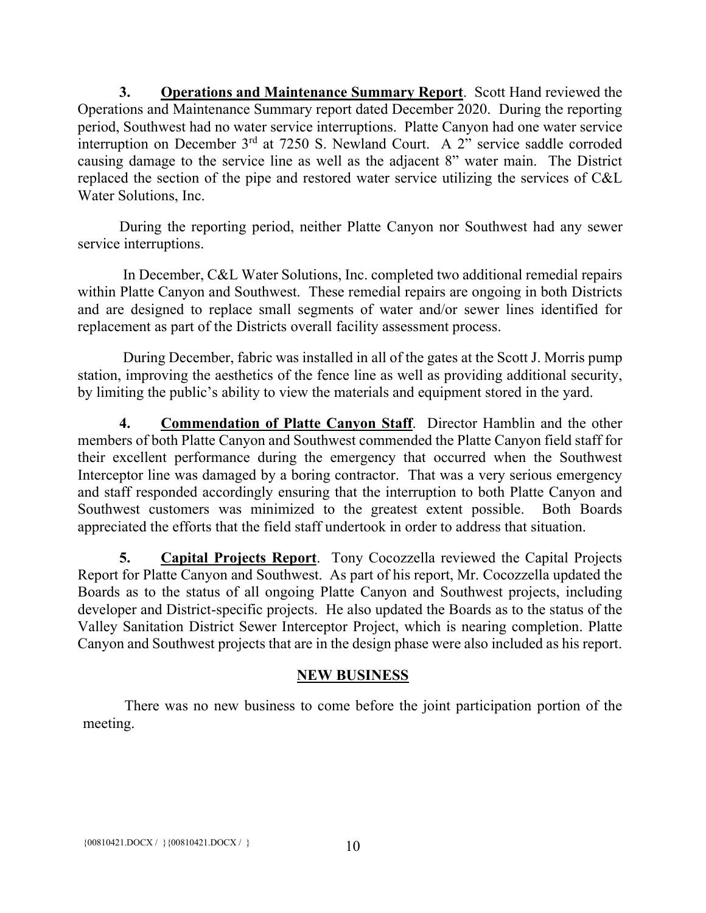**3. Operations and Maintenance Summary Report**. Scott Hand reviewed the Operations and Maintenance Summary report dated December 2020. During the reporting period, Southwest had no water service interruptions. Platte Canyon had one water service interruption on December 3rd at 7250 S. Newland Court. A 2" service saddle corroded causing damage to the service line as well as the adjacent 8" water main. The District replaced the section of the pipe and restored water service utilizing the services of C&L Water Solutions, Inc.

During the reporting period, neither Platte Canyon nor Southwest had any sewer service interruptions.

In December, C&L Water Solutions, Inc. completed two additional remedial repairs within Platte Canyon and Southwest. These remedial repairs are ongoing in both Districts and are designed to replace small segments of water and/or sewer lines identified for replacement as part of the Districts overall facility assessment process.

During December, fabric was installed in all of the gates at the Scott J. Morris pump station, improving the aesthetics of the fence line as well as providing additional security, by limiting the public's ability to view the materials and equipment stored in the yard.

**4. Commendation of Platte Canyon Staff**. Director Hamblin and the other members of both Platte Canyon and Southwest commended the Platte Canyon field staff for their excellent performance during the emergency that occurred when the Southwest Interceptor line was damaged by a boring contractor. That was a very serious emergency and staff responded accordingly ensuring that the interruption to both Platte Canyon and Southwest customers was minimized to the greatest extent possible. Both Boards appreciated the efforts that the field staff undertook in order to address that situation.

**5. Capital Projects Report**. Tony Cocozzella reviewed the Capital Projects Report for Platte Canyon and Southwest. As part of his report, Mr. Cocozzella updated the Boards as to the status of all ongoing Platte Canyon and Southwest projects, including developer and District-specific projects. He also updated the Boards as to the status of the Valley Sanitation District Sewer Interceptor Project, which is nearing completion. Platte Canyon and Southwest projects that are in the design phase were also included as his report.

## NEW BUSINESS

There was no new business to come before the joint participation portion of the meeting.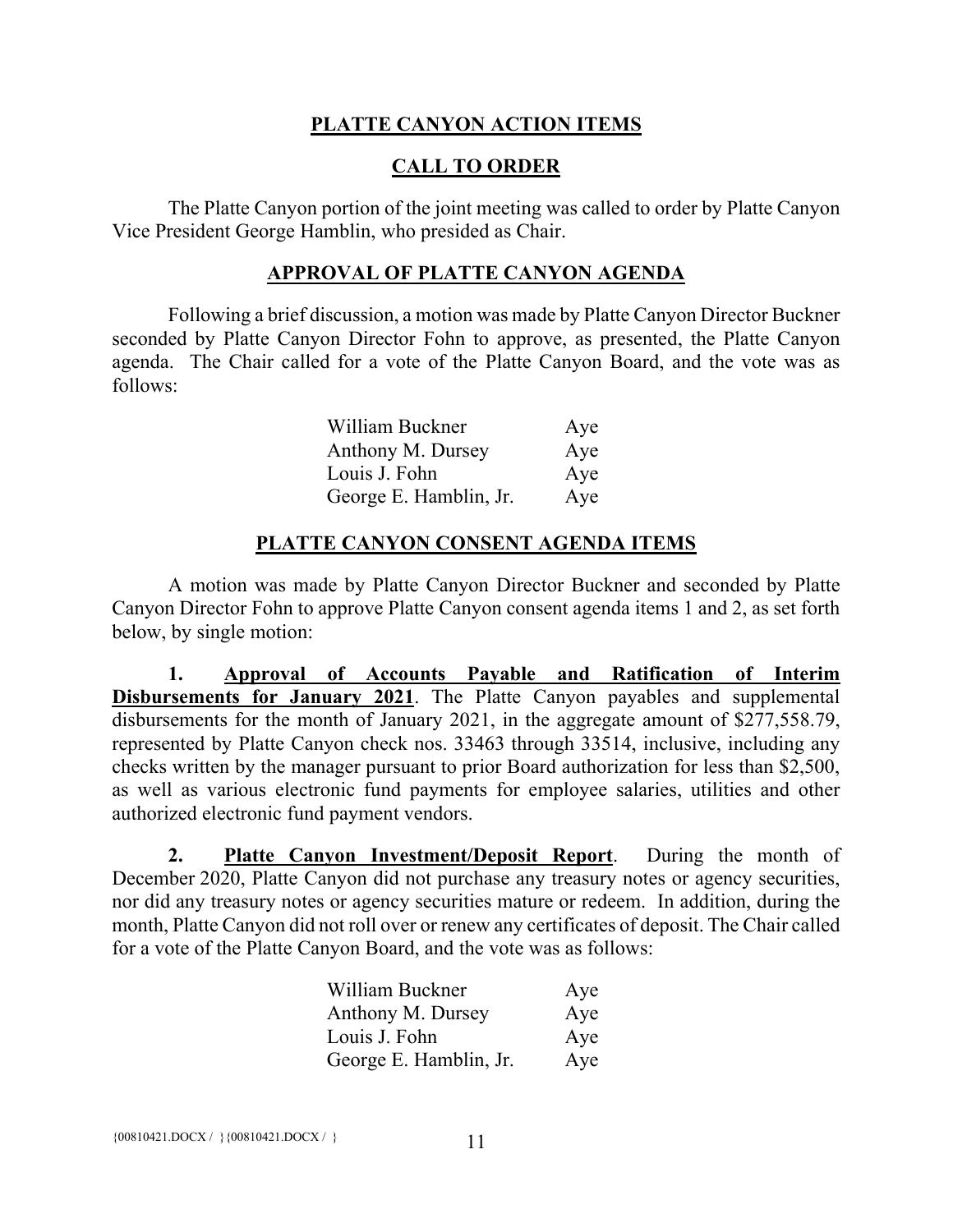## PLATTE CANYON ACTION ITEMS

## CALL TO ORDER

The Platte Canyon portion of the joint meeting was called to order by Platte Canyon Vice President George Hamblin, who presided as Chair.

## APPROVAL OF PLATTE CANYON AGENDA

Following a brief discussion, a motion was made by Platte Canyon Director Buckner seconded by Platte Canyon Director Fohn to approve, as presented, the Platte Canyon agenda. The Chair called for a vote of the Platte Canyon Board, and the vote was as follows:

| | |
|---|---|
| William Buckner | Aye |
| Anthony M. Dursey | Aye |
| Louis J. Fohn | Aye |
| George E. Hamblin, Jr. | Aye |

## PLATTE CANYON CONSENT AGENDA ITEMS

A motion was made by Platte Canyon Director Buckner and seconded by Platte Canyon Director Fohn to approve Platte Canyon consent agenda items 1 and 2, as set forth below, by single motion:

**1. Approval of Accounts Payable and Ratification of Interim Disbursements for January 2021**. The Platte Canyon payables and supplemental disbursements for the month of January 2021, in the aggregate amount of $277,558.79, represented by Platte Canyon check nos. 33463 through 33514, inclusive, including any checks written by the manager pursuant to prior Board authorization for less than $2,500, as well as various electronic fund payments for employee salaries, utilities and other authorized electronic fund payment vendors.

**2. Platte Canyon Investment/Deposit Report**. During the month of December 2020, Platte Canyon did not purchase any treasury notes or agency securities, nor did any treasury notes or agency securities mature or redeem. In addition, during the month, Platte Canyon did not roll over or renew any certificates of deposit. The Chair called for a vote of the Platte Canyon Board, and the vote was as follows:

| | |
|---|---|
| William Buckner | Aye |
| Anthony M. Dursey | Aye |
| Louis J. Fohn | Aye |
| George E. Hamblin, Jr. | Aye |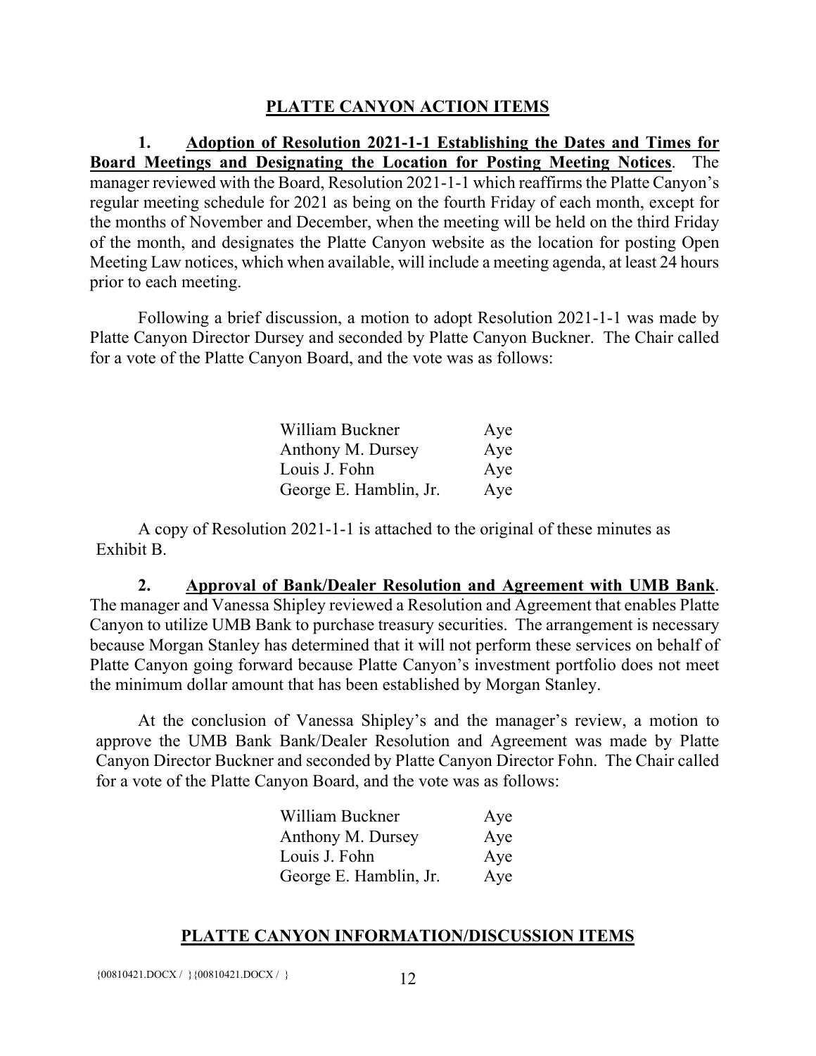## PLATTE CANYON ACTION ITEMS

**1. Adoption of Resolution 2021-1-1 Establishing the Dates and Times for Board Meetings and Designating the Location for Posting Meeting Notices**. The manager reviewed with the Board, Resolution 2021-1-1 which reaffirms the Platte Canyon's regular meeting schedule for 2021 as being on the fourth Friday of each month, except for the months of November and December, when the meeting will be held on the third Friday of the month, and designates the Platte Canyon website as the location for posting Open Meeting Law notices, which when available, will include a meeting agenda, at least 24 hours prior to each meeting.

Following a brief discussion, a motion to adopt Resolution 2021-1-1 was made by Platte Canyon Director Dursey and seconded by Platte Canyon Buckner. The Chair called for a vote of the Platte Canyon Board, and the vote was as follows:

| | |
|---|---|
| William Buckner | Aye |
| Anthony M. Dursey | Aye |
| Louis J. Fohn | Aye |
| George E. Hamblin, Jr. | Aye |

A copy of Resolution 2021-1-1 is attached to the original of these minutes as Exhibit B.

**2. Approval of Bank/Dealer Resolution and Agreement with UMB Bank**. The manager and Vanessa Shipley reviewed a Resolution and Agreement that enables Platte Canyon to utilize UMB Bank to purchase treasury securities. The arrangement is necessary because Morgan Stanley has determined that it will not perform these services on behalf of Platte Canyon going forward because Platte Canyon's investment portfolio does not meet the minimum dollar amount that has been established by Morgan Stanley.

At the conclusion of Vanessa Shipley's and the manager's review, a motion to approve the UMB Bank Bank/Dealer Resolution and Agreement was made by Platte Canyon Director Buckner and seconded by Platte Canyon Director Fohn. The Chair called for a vote of the Platte Canyon Board, and the vote was as follows:

| | |
|---|---|
| William Buckner | Aye |
| Anthony M. Dursey | Aye |
| Louis J. Fohn | Aye |
| George E. Hamblin, Jr. | Aye |

## PLATTE CANYON INFORMATION/DISCUSSION ITEMS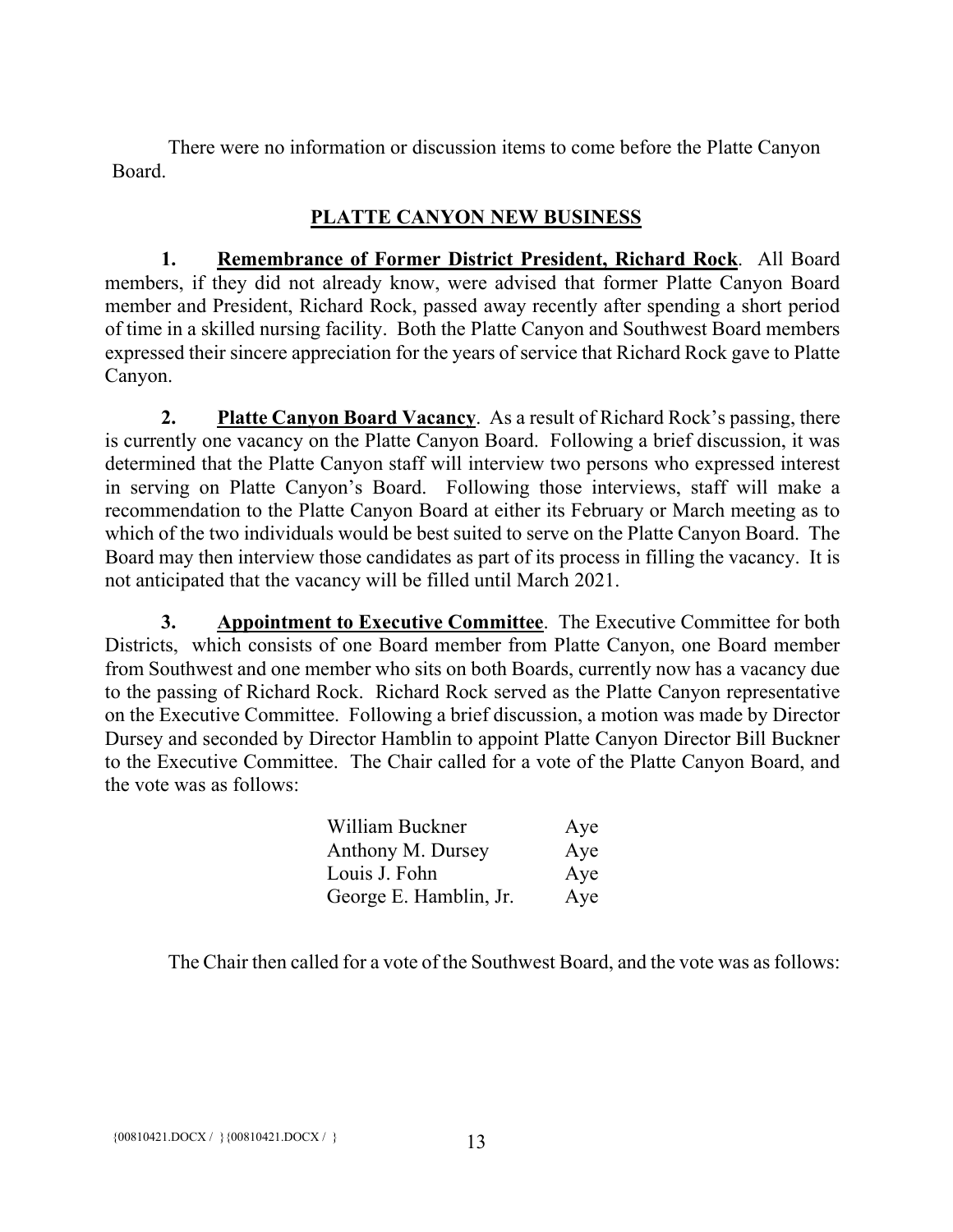There were no information or discussion items to come before the Platte Canyon Board.

## PLATTE CANYON NEW BUSINESS

**1. Remembrance of Former District President, Richard Rock**. All Board members, if they did not already know, were advised that former Platte Canyon Board member and President, Richard Rock, passed away recently after spending a short period of time in a skilled nursing facility. Both the Platte Canyon and Southwest Board members expressed their sincere appreciation for the years of service that Richard Rock gave to Platte Canyon.

**2. Platte Canyon Board Vacancy**. As a result of Richard Rock's passing, there is currently one vacancy on the Platte Canyon Board. Following a brief discussion, it was determined that the Platte Canyon staff will interview two persons who expressed interest in serving on Platte Canyon's Board. Following those interviews, staff will make a recommendation to the Platte Canyon Board at either its February or March meeting as to which of the two individuals would be best suited to serve on the Platte Canyon Board. The Board may then interview those candidates as part of its process in filling the vacancy. It is not anticipated that the vacancy will be filled until March 2021.

**3. Appointment to Executive Committee**. The Executive Committee for both Districts, which consists of one Board member from Platte Canyon, one Board member from Southwest and one member who sits on both Boards, currently now has a vacancy due to the passing of Richard Rock. Richard Rock served as the Platte Canyon representative on the Executive Committee. Following a brief discussion, a motion was made by Director Dursey and seconded by Director Hamblin to appoint Platte Canyon Director Bill Buckner to the Executive Committee. The Chair called for a vote of the Platte Canyon Board, and the vote was as follows:

| | |
|---|---|
| William Buckner | Aye |
| Anthony M. Dursey | Aye |
| Louis J. Fohn | Aye |
| George E. Hamblin, Jr. | Aye |

The Chair then called for a vote of the Southwest Board, and the vote was as follows: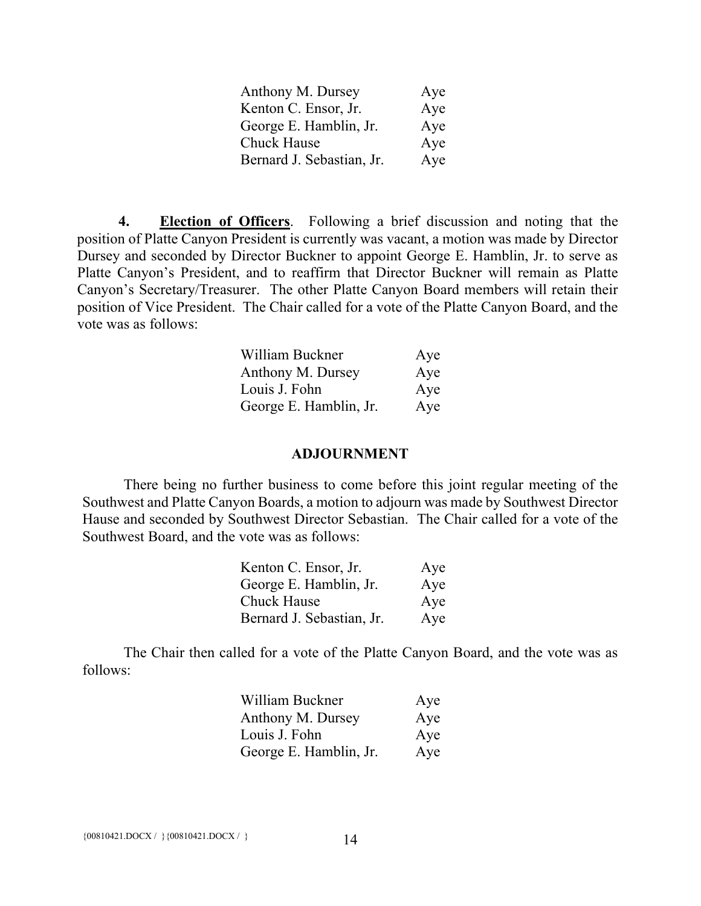| | |
|---|---|
| Anthony M. Dursey | Aye |
| Kenton C. Ensor, Jr. | Aye |
| George E. Hamblin, Jr. | Aye |
| Chuck Hause | Aye |
| Bernard J. Sebastian, Jr. | Aye |

**4. Election of Officers**. Following a brief discussion and noting that the position of Platte Canyon President is currently was vacant, a motion was made by Director Dursey and seconded by Director Buckner to appoint George E. Hamblin, Jr. to serve as Platte Canyon's President, and to reaffirm that Director Buckner will remain as Platte Canyon's Secretary/Treasurer. The other Platte Canyon Board members will retain their position of Vice President. The Chair called for a vote of the Platte Canyon Board, and the vote was as follows:

| | |
|---|---|
| William Buckner | Aye |
| Anthony M. Dursey | Aye |
| Louis J. Fohn | Aye |
| George E. Hamblin, Jr. | Aye |

## ADJOURNMENT

There being no further business to come before this joint regular meeting of the Southwest and Platte Canyon Boards, a motion to adjourn was made by Southwest Director Hause and seconded by Southwest Director Sebastian. The Chair called for a vote of the Southwest Board, and the vote was as follows:

| | |
|---|---|
| Kenton C. Ensor, Jr. | Aye |
| George E. Hamblin, Jr. | Aye |
| Chuck Hause | Aye |
| Bernard J. Sebastian, Jr. | Aye |

The Chair then called for a vote of the Platte Canyon Board, and the vote was as follows:

| | |
|---|---|
| William Buckner | Aye |
| Anthony M. Dursey | Aye |
| Louis J. Fohn | Aye |
| George E. Hamblin, Jr. | Aye |

{00810421.DOCX / }{00810421.DOCX / }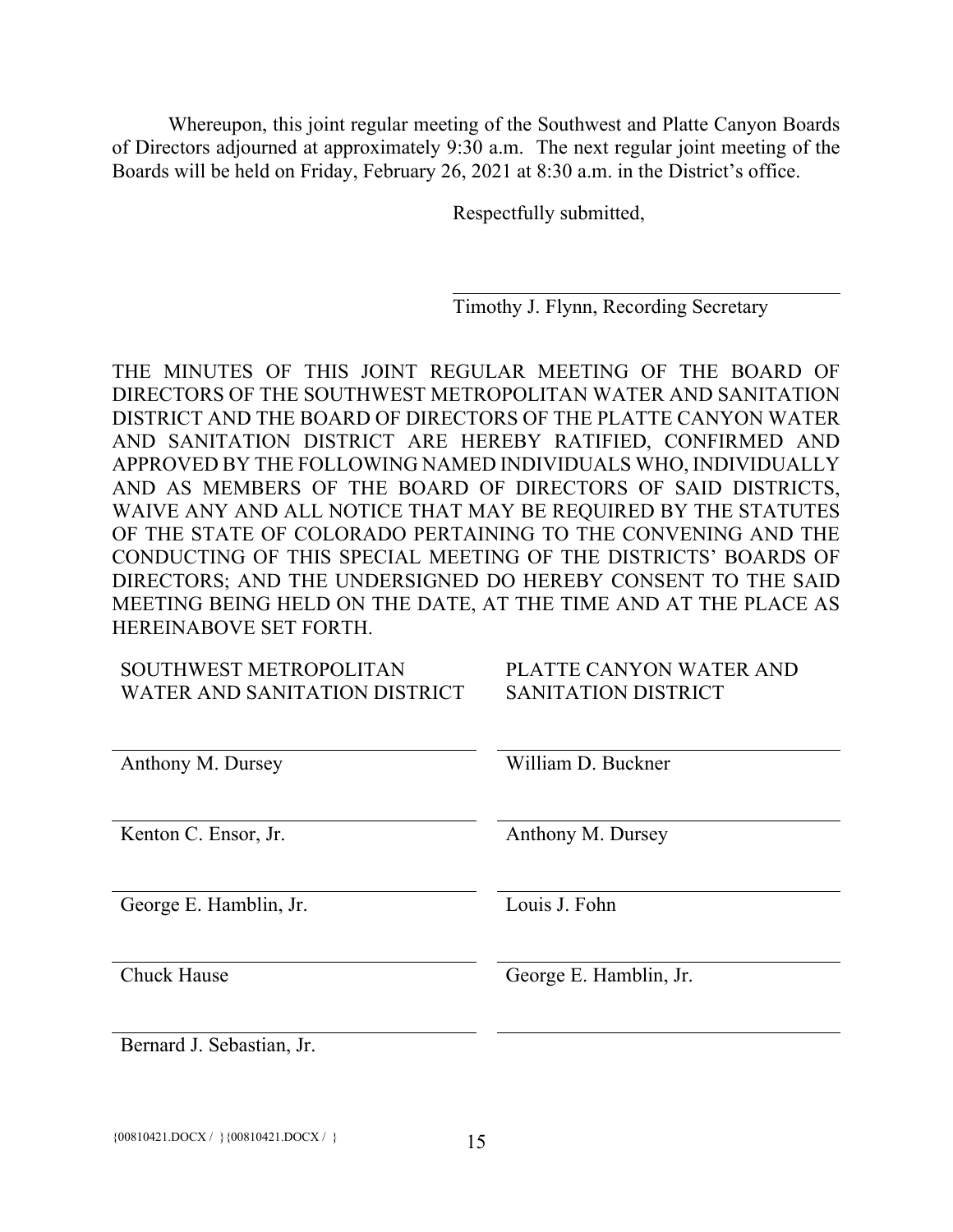Whereupon, this joint regular meeting of the Southwest and Platte Canyon Boards of Directors adjourned at approximately 9:30 a.m. The next regular joint meeting of the Boards will be held on Friday, February 26, 2021 at 8:30 a.m. in the District's office.

Respectfully submitted,

\_\_\_\_\_\_\_\_\_\_\_\_\_\_\_\_\_\_\_\_\_\_\_\_\_\_\_\_\_\_\_\_\_\_\_\_\_\_\_\_

Timothy J. Flynn, Recording Secretary

THE MINUTES OF THIS JOINT REGULAR MEETING OF THE BOARD OF DIRECTORS OF THE SOUTHWEST METROPOLITAN WATER AND SANITATION DISTRICT AND THE BOARD OF DIRECTORS OF THE PLATTE CANYON WATER AND SANITATION DISTRICT ARE HEREBY RATIFIED, CONFIRMED AND APPROVED BY THE FOLLOWING NAMED INDIVIDUALS WHO, INDIVIDUALLY AND AS MEMBERS OF THE BOARD OF DIRECTORS OF SAID DISTRICTS, WAIVE ANY AND ALL NOTICE THAT MAY BE REQUIRED BY THE STATUTES OF THE STATE OF COLORADO PERTAINING TO THE CONVENING AND THE CONDUCTING OF THIS SPECIAL MEETING OF THE DISTRICTS' BOARDS OF DIRECTORS; AND THE UNDERSIGNED DO HEREBY CONSENT TO THE SAID MEETING BEING HELD ON THE DATE, AT THE TIME AND AT THE PLACE AS HEREINABOVE SET FORTH.

| SOUTHWEST METROPOLITAN WATER AND SANITATION DISTRICT | PLATTE CANYON WATER AND SANITATION DISTRICT |
|---|---|
| Anthony M. Dursey | William D. Buckner |
| Kenton C. Ensor, Jr. | Anthony M. Dursey |
| George E. Hamblin, Jr. | Louis J. Fohn |
| Chuck Hause | George E. Hamblin, Jr. |
| Bernard J. Sebastian, Jr. | |

{00810421.DOCX / }{00810421.DOCX / }